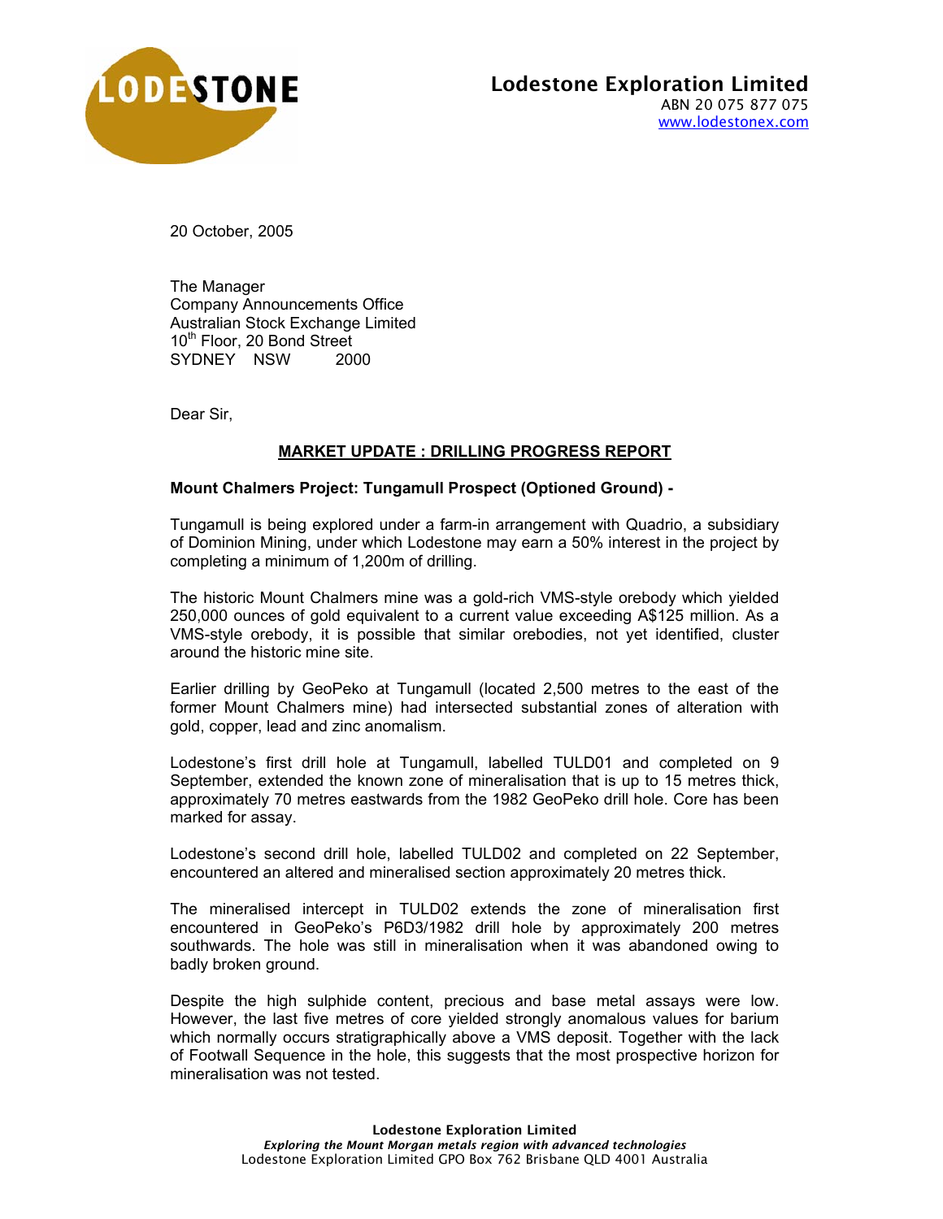**Lodestone Exploration Limited**
ABN 20 075 877 075
www.lodestonex.com

20 October, 2005

The Manager
Company Announcements Office
Australian Stock Exchange Limited
10th Floor, 20 Bond Street
SYDNEY NSW 2000

Dear Sir,

## MARKET UPDATE : DRILLING PROGRESS REPORT

### Mount Chalmers Project: Tungamull Prospect (Optioned Ground) -

Tungamull is being explored under a farm-in arrangement with Quadrio, a subsidiary of Dominion Mining, under which Lodestone may earn a 50% interest in the project by completing a minimum of 1,200m of drilling.

The historic Mount Chalmers mine was a gold-rich VMS-style orebody which yielded 250,000 ounces of gold equivalent to a current value exceeding A$125 million. As a VMS-style orebody, it is possible that similar orebodies, not yet identified, cluster around the historic mine site.

Earlier drilling by GeoPeko at Tungamull (located 2,500 metres to the east of the former Mount Chalmers mine) had intersected substantial zones of alteration with gold, copper, lead and zinc anomalism.

Lodestone's first drill hole at Tungamull, labelled TULD01 and completed on 9 September, extended the known zone of mineralisation that is up to 15 metres thick, approximately 70 metres eastwards from the 1982 GeoPeko drill hole. Core has been marked for assay.

Lodestone's second drill hole, labelled TULD02 and completed on 22 September, encountered an altered and mineralised section approximately 20 metres thick.

The mineralised intercept in TULD02 extends the zone of mineralisation first encountered in GeoPeko's P6D3/1982 drill hole by approximately 200 metres southwards. The hole was still in mineralisation when it was abandoned owing to badly broken ground.

Despite the high sulphide content, precious and base metal assays were low. However, the last five metres of core yielded strongly anomalous values for barium which normally occurs stratigraphically above a VMS deposit. Together with the lack of Footwall Sequence in the hole, this suggests that the most prospective horizon for mineralisation was not tested.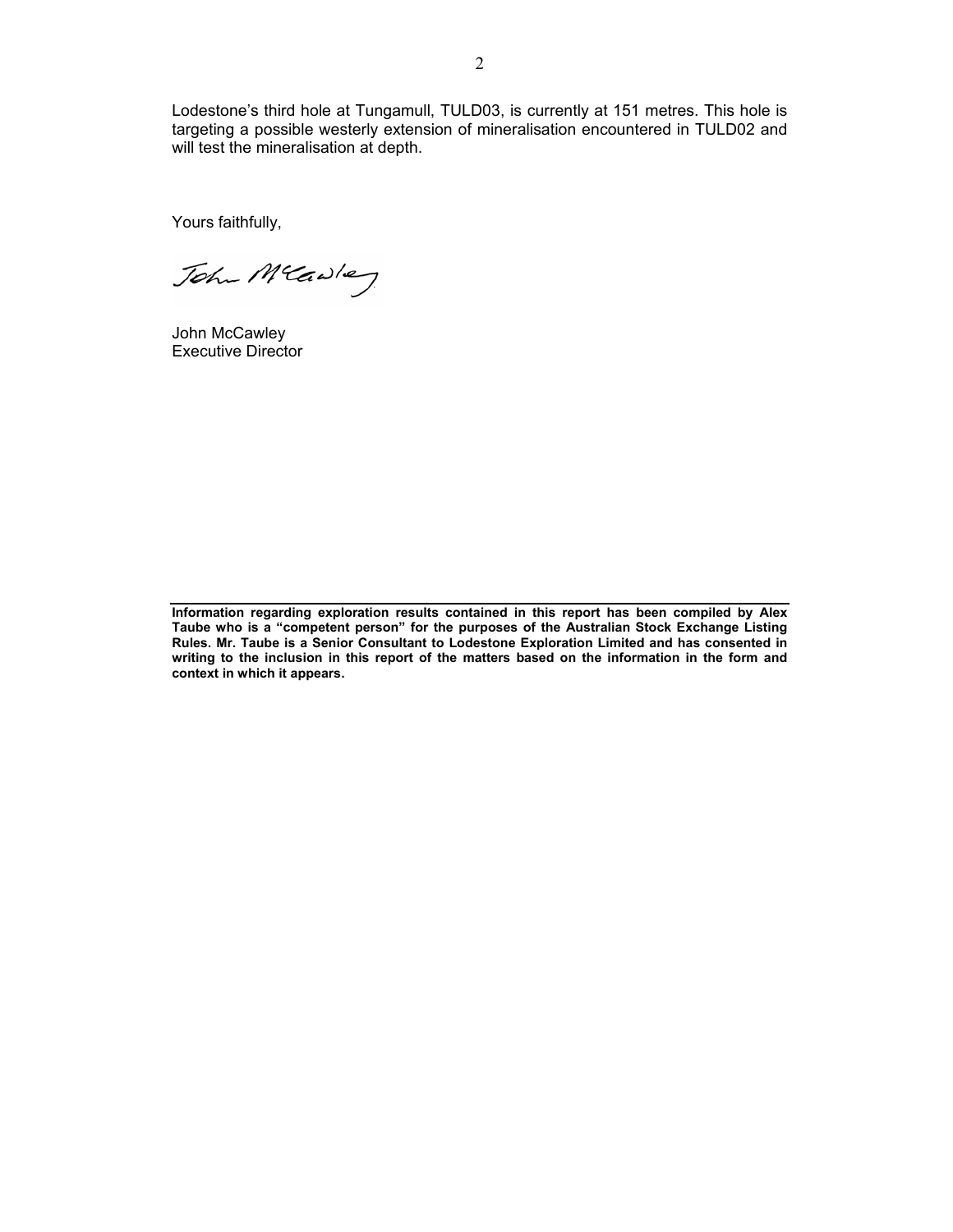Lodestone's third hole at Tungamull, TULD03, is currently at 151 metres. This hole is targeting a possible westerly extension of mineralisation encountered in TULD02 and will test the mineralisation at depth.

Yours faithfully,

John McCawley
Executive Director

---

**Information regarding exploration results contained in this report has been compiled by Alex Taube who is a "competent person" for the purposes of the Australian Stock Exchange Listing Rules. Mr. Taube is a Senior Consultant to Lodestone Exploration Limited and has consented in writing to the inclusion in this report of the matters based on the information in the form and context in which it appears.**